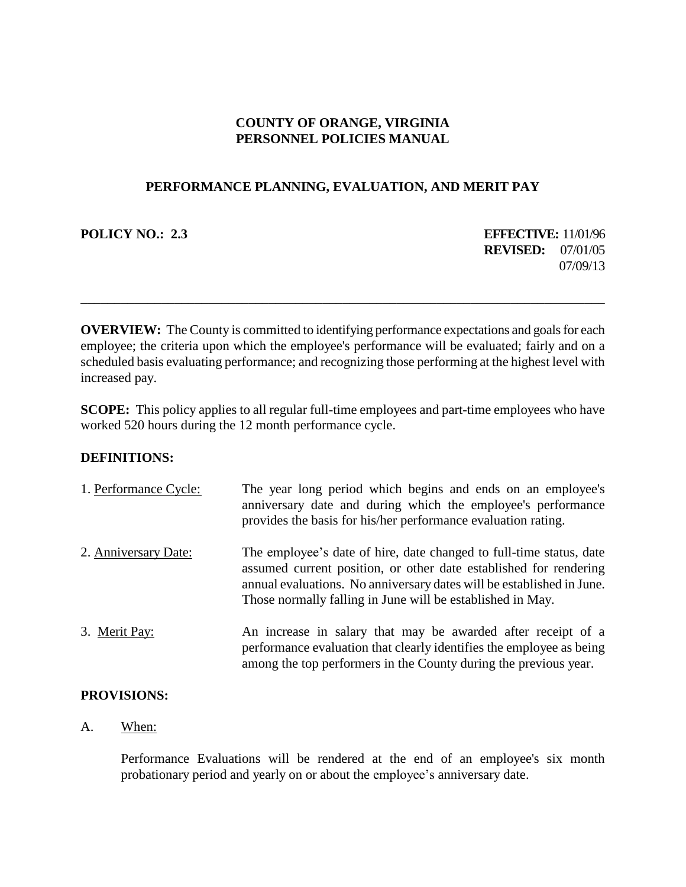# COUNTY OF ORANGE, VIRGINIA
# PERSONNEL POLICIES MANUAL

## PERFORMANCE PLANNING, EVALUATION, AND MERIT PAY

**POLICY NO.: 2.3**

**EFFECTIVE:** 11/01/96
**REVISED:** 07/01/05
07/09/13

---

**OVERVIEW:** The County is committed to identifying performance expectations and goals for each employee; the criteria upon which the employee's performance will be evaluated; fairly and on a scheduled basis evaluating performance; and recognizing those performing at the highest level with increased pay.

**SCOPE:** This policy applies to all regular full-time employees and part-time employees who have worked 520 hours during the 12 month performance cycle.

**DEFINITIONS:**

1. Performance Cycle: The year long period which begins and ends on an employee's anniversary date and during which the employee's performance provides the basis for his/her performance evaluation rating.

2. Anniversary Date: The employee's date of hire, date changed to full-time status, date assumed current position, or other date established for rendering annual evaluations. No anniversary dates will be established in June. Those normally falling in June will be established in May.

3. Merit Pay: An increase in salary that may be awarded after receipt of a performance evaluation that clearly identifies the employee as being among the top performers in the County during the previous year.

**PROVISIONS:**

A. When:

Performance Evaluations will be rendered at the end of an employee's six month probationary period and yearly on or about the employee's anniversary date.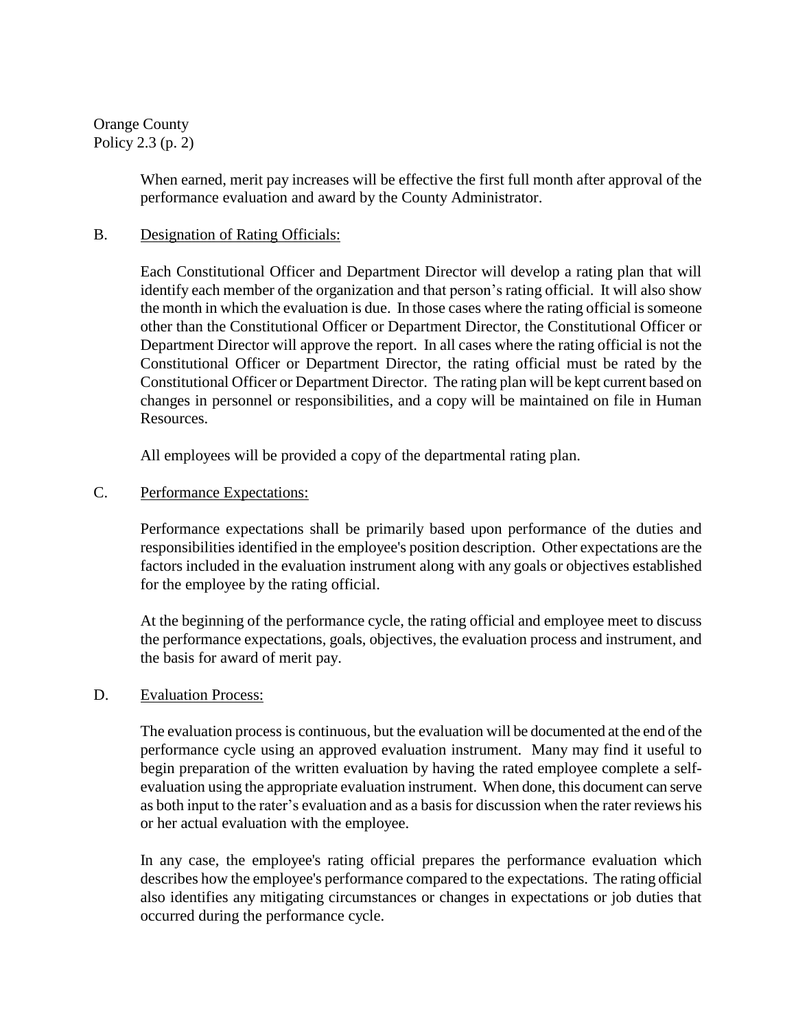When earned, merit pay increases will be effective the first full month after approval of the performance evaluation and award by the County Administrator.

B. Designation of Rating Officials:

Each Constitutional Officer and Department Director will develop a rating plan that will identify each member of the organization and that person's rating official. It will also show the month in which the evaluation is due. In those cases where the rating official is someone other than the Constitutional Officer or Department Director, the Constitutional Officer or Department Director will approve the report. In all cases where the rating official is not the Constitutional Officer or Department Director, the rating official must be rated by the Constitutional Officer or Department Director. The rating plan will be kept current based on changes in personnel or responsibilities, and a copy will be maintained on file in Human Resources.

All employees will be provided a copy of the departmental rating plan.

C. Performance Expectations:

Performance expectations shall be primarily based upon performance of the duties and responsibilities identified in the employee's position description. Other expectations are the factors included in the evaluation instrument along with any goals or objectives established for the employee by the rating official.

At the beginning of the performance cycle, the rating official and employee meet to discuss the performance expectations, goals, objectives, the evaluation process and instrument, and the basis for award of merit pay.

D. Evaluation Process:

The evaluation process is continuous, but the evaluation will be documented at the end of the performance cycle using an approved evaluation instrument. Many may find it useful to begin preparation of the written evaluation by having the rated employee complete a self-evaluation using the appropriate evaluation instrument. When done, this document can serve as both input to the rater's evaluation and as a basis for discussion when the rater reviews his or her actual evaluation with the employee.

In any case, the employee's rating official prepares the performance evaluation which describes how the employee's performance compared to the expectations. The rating official also identifies any mitigating circumstances or changes in expectations or job duties that occurred during the performance cycle.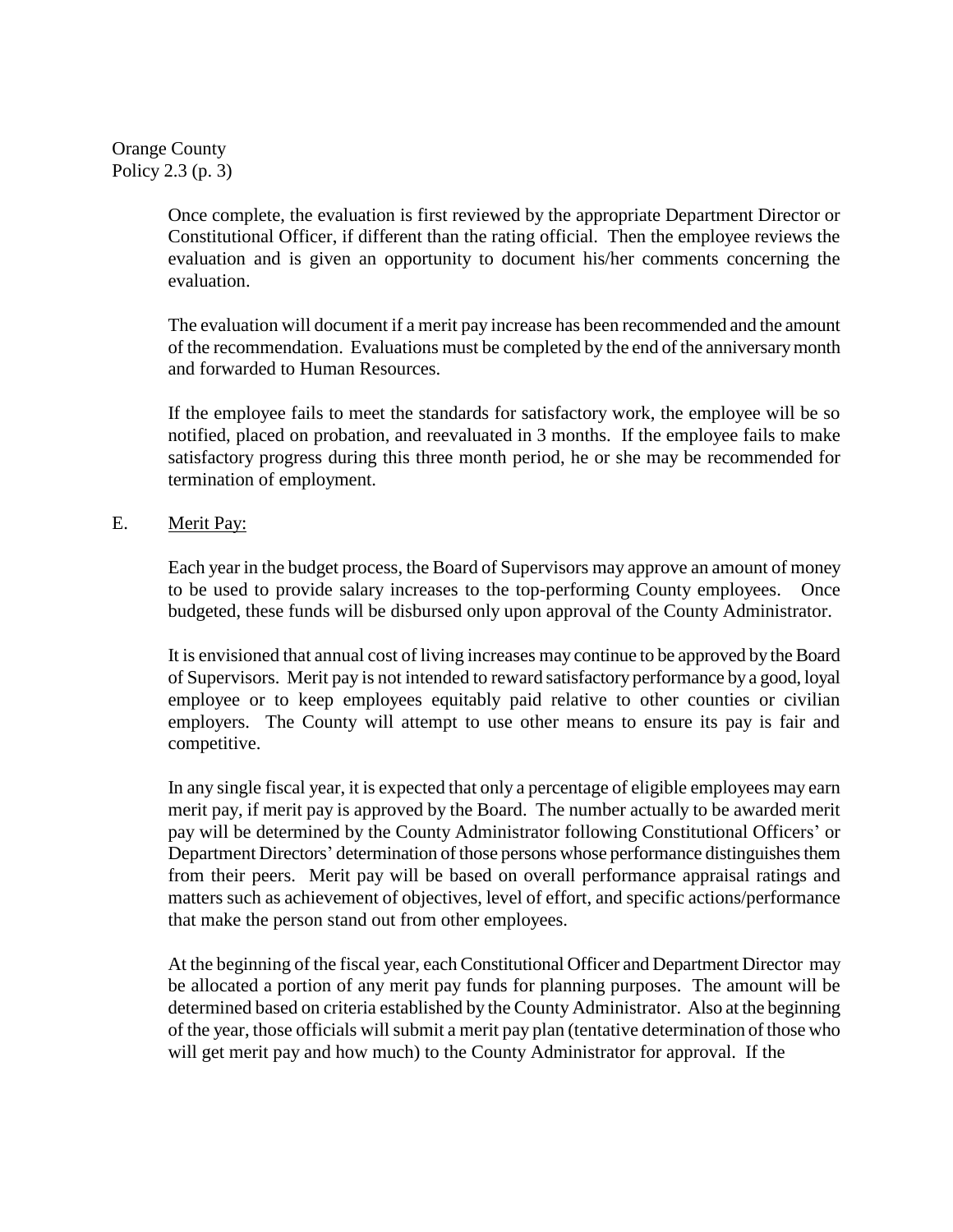Once complete, the evaluation is first reviewed by the appropriate Department Director or Constitutional Officer, if different than the rating official. Then the employee reviews the evaluation and is given an opportunity to document his/her comments concerning the evaluation.

The evaluation will document if a merit pay increase has been recommended and the amount of the recommendation. Evaluations must be completed by the end of the anniversary month and forwarded to Human Resources.

If the employee fails to meet the standards for satisfactory work, the employee will be so notified, placed on probation, and reevaluated in 3 months. If the employee fails to make satisfactory progress during this three month period, he or she may be recommended for termination of employment.

E. Merit Pay:

Each year in the budget process, the Board of Supervisors may approve an amount of money to be used to provide salary increases to the top-performing County employees. Once budgeted, these funds will be disbursed only upon approval of the County Administrator.

It is envisioned that annual cost of living increases may continue to be approved by the Board of Supervisors. Merit pay is not intended to reward satisfactory performance by a good, loyal employee or to keep employees equitably paid relative to other counties or civilian employers. The County will attempt to use other means to ensure its pay is fair and competitive.

In any single fiscal year, it is expected that only a percentage of eligible employees may earn merit pay, if merit pay is approved by the Board. The number actually to be awarded merit pay will be determined by the County Administrator following Constitutional Officers' or Department Directors' determination of those persons whose performance distinguishes them from their peers. Merit pay will be based on overall performance appraisal ratings and matters such as achievement of objectives, level of effort, and specific actions/performance that make the person stand out from other employees.

At the beginning of the fiscal year, each Constitutional Officer and Department Director may be allocated a portion of any merit pay funds for planning purposes. The amount will be determined based on criteria established by the County Administrator. Also at the beginning of the year, those officials will submit a merit pay plan (tentative determination of those who will get merit pay and how much) to the County Administrator for approval. If the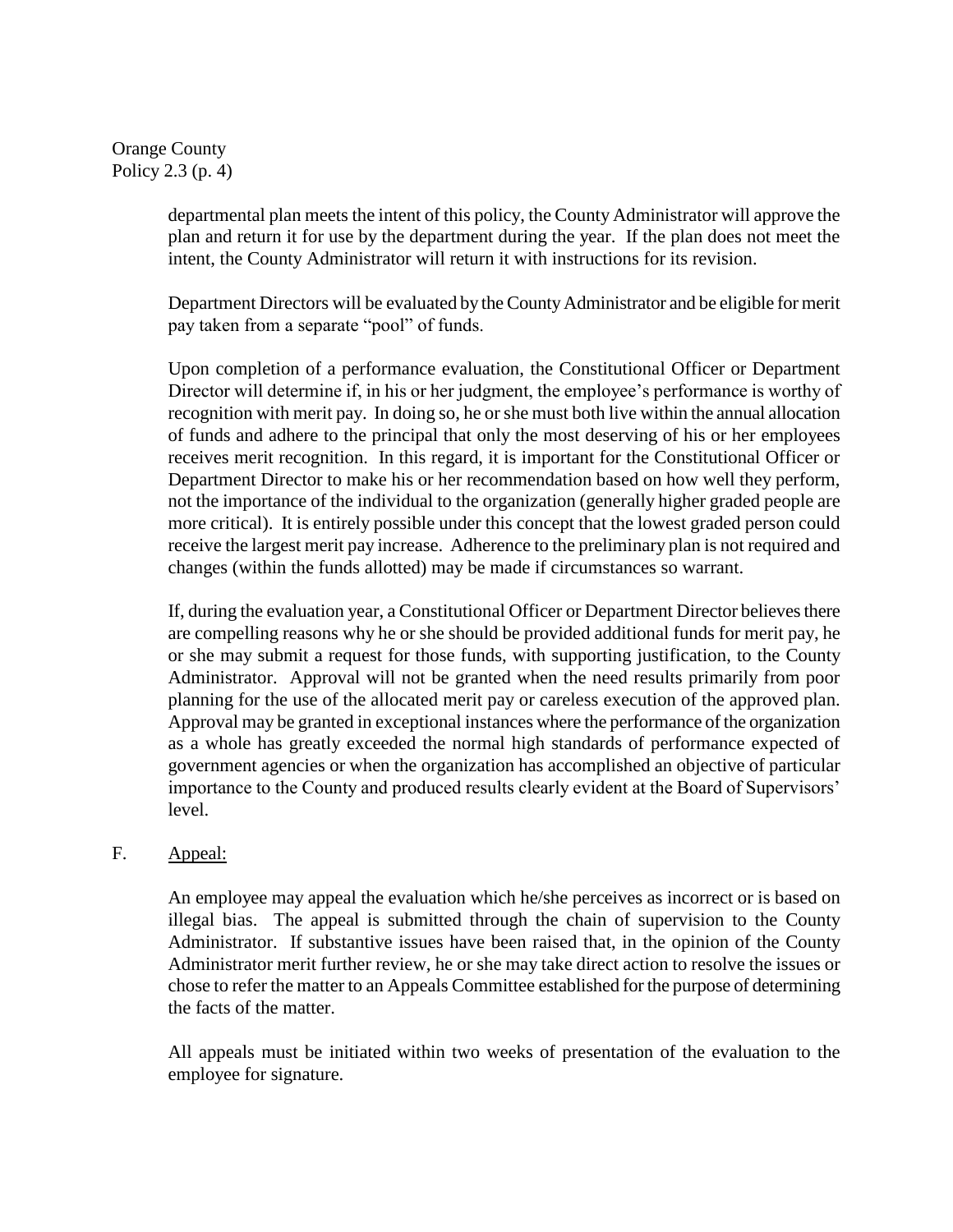departmental plan meets the intent of this policy, the County Administrator will approve the plan and return it for use by the department during the year. If the plan does not meet the intent, the County Administrator will return it with instructions for its revision.

Department Directors will be evaluated by the County Administrator and be eligible for merit pay taken from a separate "pool" of funds.

Upon completion of a performance evaluation, the Constitutional Officer or Department Director will determine if, in his or her judgment, the employee's performance is worthy of recognition with merit pay. In doing so, he or she must both live within the annual allocation of funds and adhere to the principal that only the most deserving of his or her employees receives merit recognition. In this regard, it is important for the Constitutional Officer or Department Director to make his or her recommendation based on how well they perform, not the importance of the individual to the organization (generally higher graded people are more critical). It is entirely possible under this concept that the lowest graded person could receive the largest merit pay increase. Adherence to the preliminary plan is not required and changes (within the funds allotted) may be made if circumstances so warrant.

If, during the evaluation year, a Constitutional Officer or Department Director believes there are compelling reasons why he or she should be provided additional funds for merit pay, he or she may submit a request for those funds, with supporting justification, to the County Administrator. Approval will not be granted when the need results primarily from poor planning for the use of the allocated merit pay or careless execution of the approved plan. Approval may be granted in exceptional instances where the performance of the organization as a whole has greatly exceeded the normal high standards of performance expected of government agencies or when the organization has accomplished an objective of particular importance to the County and produced results clearly evident at the Board of Supervisors' level.

F. Appeal:

An employee may appeal the evaluation which he/she perceives as incorrect or is based on illegal bias. The appeal is submitted through the chain of supervision to the County Administrator. If substantive issues have been raised that, in the opinion of the County Administrator merit further review, he or she may take direct action to resolve the issues or chose to refer the matter to an Appeals Committee established for the purpose of determining the facts of the matter.

All appeals must be initiated within two weeks of presentation of the evaluation to the employee for signature.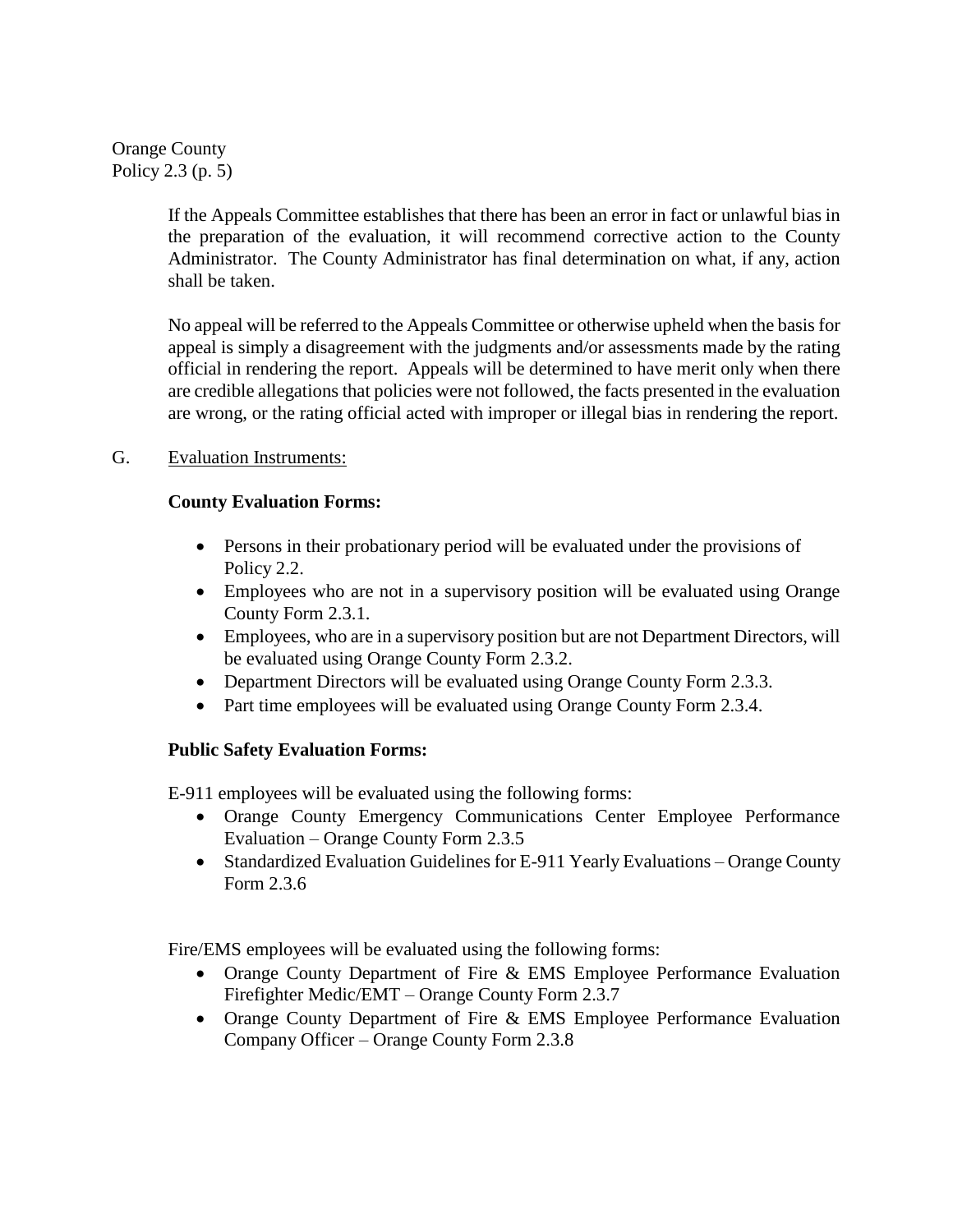If the Appeals Committee establishes that there has been an error in fact or unlawful bias in the preparation of the evaluation, it will recommend corrective action to the County Administrator. The County Administrator has final determination on what, if any, action shall be taken.

No appeal will be referred to the Appeals Committee or otherwise upheld when the basis for appeal is simply a disagreement with the judgments and/or assessments made by the rating official in rendering the report. Appeals will be determined to have merit only when there are credible allegations that policies were not followed, the facts presented in the evaluation are wrong, or the rating official acted with improper or illegal bias in rendering the report.

G. Evaluation Instruments:

**County Evaluation Forms:**

- Persons in their probationary period will be evaluated under the provisions of Policy 2.2.
- Employees who are not in a supervisory position will be evaluated using Orange County Form 2.3.1.
- Employees, who are in a supervisory position but are not Department Directors, will be evaluated using Orange County Form 2.3.2.
- Department Directors will be evaluated using Orange County Form 2.3.3.
- Part time employees will be evaluated using Orange County Form 2.3.4.

**Public Safety Evaluation Forms:**

E-911 employees will be evaluated using the following forms:

- Orange County Emergency Communications Center Employee Performance Evaluation – Orange County Form 2.3.5
- Standardized Evaluation Guidelines for E-911 Yearly Evaluations – Orange County Form 2.3.6

Fire/EMS employees will be evaluated using the following forms:

- Orange County Department of Fire & EMS Employee Performance Evaluation Firefighter Medic/EMT – Orange County Form 2.3.7
- Orange County Department of Fire & EMS Employee Performance Evaluation Company Officer – Orange County Form 2.3.8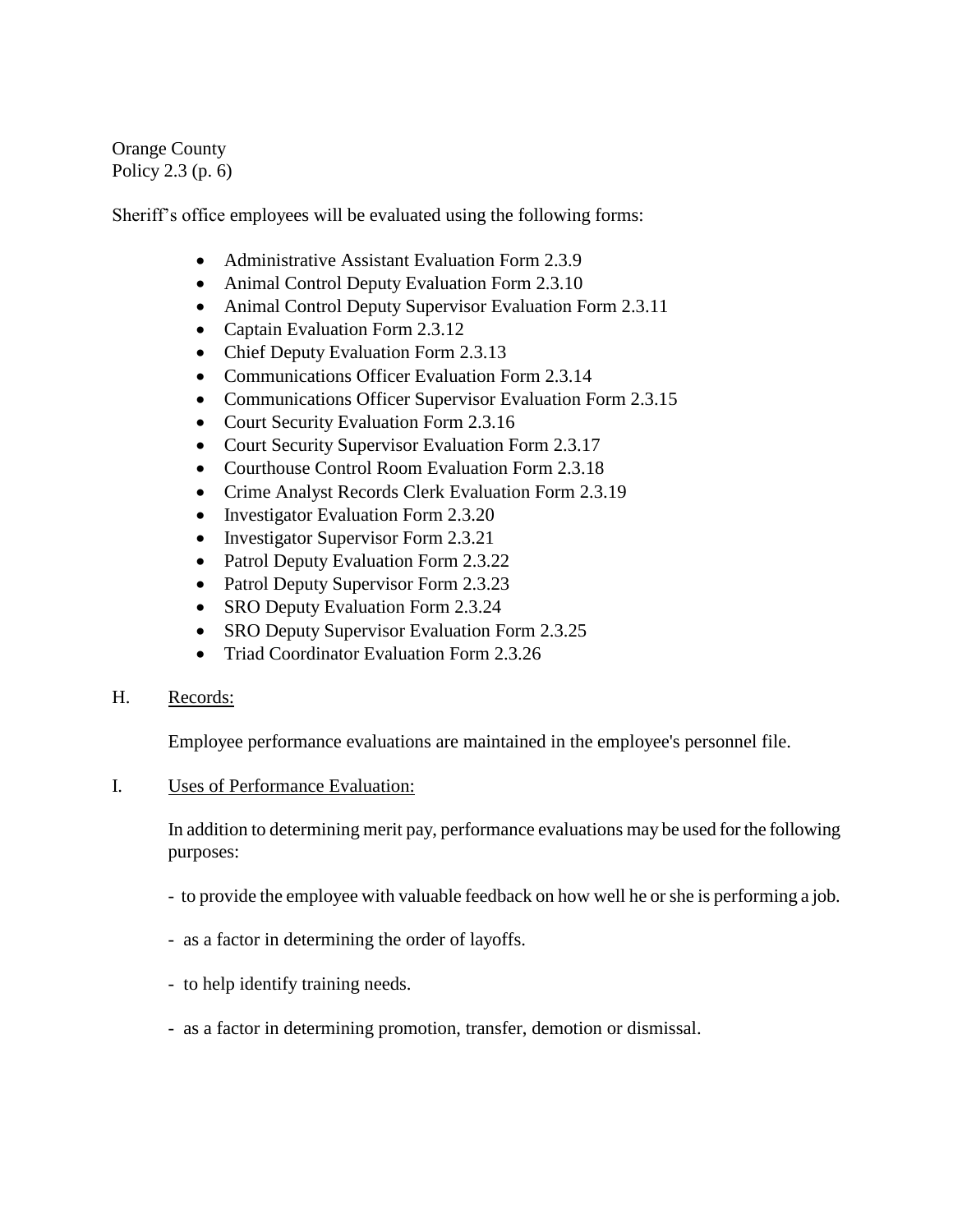Sheriff's office employees will be evaluated using the following forms:

- Administrative Assistant Evaluation Form 2.3.9
- Animal Control Deputy Evaluation Form 2.3.10
- Animal Control Deputy Supervisor Evaluation Form 2.3.11
- Captain Evaluation Form 2.3.12
- Chief Deputy Evaluation Form 2.3.13
- Communications Officer Evaluation Form 2.3.14
- Communications Officer Supervisor Evaluation Form 2.3.15
- Court Security Evaluation Form 2.3.16
- Court Security Supervisor Evaluation Form 2.3.17
- Courthouse Control Room Evaluation Form 2.3.18
- Crime Analyst Records Clerk Evaluation Form 2.3.19
- Investigator Evaluation Form 2.3.20
- Investigator Supervisor Form 2.3.21
- Patrol Deputy Evaluation Form 2.3.22
- Patrol Deputy Supervisor Form 2.3.23
- SRO Deputy Evaluation Form 2.3.24
- SRO Deputy Supervisor Evaluation Form 2.3.25
- Triad Coordinator Evaluation Form 2.3.26

H. Records:

Employee performance evaluations are maintained in the employee's personnel file.

I. Uses of Performance Evaluation:

In addition to determining merit pay, performance evaluations may be used for the following purposes:

- to provide the employee with valuable feedback on how well he or she is performing a job.
- as a factor in determining the order of layoffs.
- to help identify training needs.
- as a factor in determining promotion, transfer, demotion or dismissal.